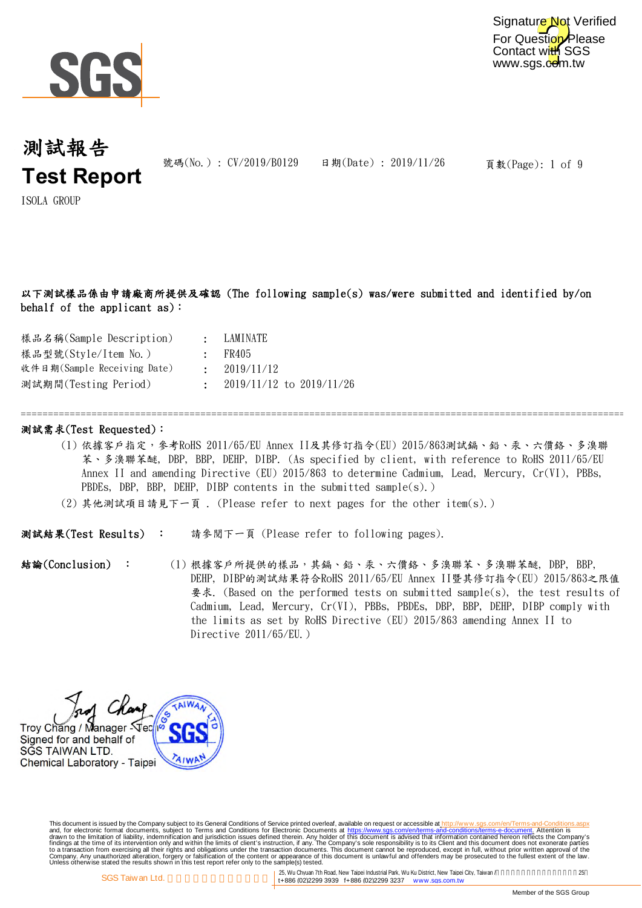Signature Not Verified
For Question Please
Contact with SGS
www.sgs.com.tw

# 測試報告
# Test Report

號碼(No.) : CV/2019/B0129　　日期(Date) : 2019/11/26

ISOLA GROUP

**以下測試樣品係由申請廠商所提供及確認 (The following sample(s) was/were submitted and identified by/on behalf of the applicant as)：**

| | | |
|---|---|---|
| 樣品名稱(Sample Description) | : | LAMINATE |
| 樣品型號(Style/Item No.) | : | FR405 |
| 收件日期(Sample Receiving Date) | : | 2019/11/12 |
| 測試期間(Testing Period) | : | 2019/11/12 to 2019/11/26 |

**測試需求(Test Requested)：**

(1) 依據客戶指定，參考RoHS 2011/65/EU Annex II及其修訂指令(EU) 2015/863測試鎘、鉛、汞、六價鉻、多溴聯苯、多溴聯苯醚, DBP, BBP, DEHP, DIBP. (As specified by client, with reference to RoHS 2011/65/EU Annex II and amending Directive (EU) 2015/863 to determine Cadmium, Lead, Mercury, Cr(VI), PBBs, PBDEs, DBP, BBP, DEHP, DIBP contents in the submitted sample(s).)

(2) 其他測試項目請見下一頁 . (Please refer to next pages for the other item(s).)

**測試結果(Test Results)** ：　請參閱下一頁 (Please refer to following pages).

**結論(Conclusion)** ：

(1) 根據客戶所提供的樣品，其鎘、鉛、汞、六價鉻、多溴聯苯、多溴聯苯醚, DBP, BBP, DEHP, DIBP的測試結果符合RoHS 2011/65/EU Annex II暨其修訂指令(EU) 2015/863之限值要求. (Based on the performed tests on submitted sample(s), the test results of Cadmium, Lead, Mercury, Cr(VI), PBBs, PBDEs, DBP, BBP, DEHP, DIBP comply with the limits as set by RoHS Directive (EU) 2015/863 amending Annex II to Directive 2011/65/EU.)

Troy Chang / Manager - Technical
Signed for and behalf of
SGS TAIWAN LTD.
Chemical Laboratory - Taipei

This document is issued by the Company subject to its General Conditions of Service printed overleaf, available on request or accessible at http://www.sgs.com/en/Terms-and-Conditions.aspx and, for electronic format documents, subject to Terms and Conditions for Electronic Documents at https://www.sgs.com/en/terms-and-conditions/terms-e-document. Attention is drawn to the limitation of liability, indemnification and jurisdiction issues defined therein. Any holder of this document is advised that information contained hereon reflects the Company's findings at the time of its intervention only and within the limits of client's instruction, if any. The Company's sole responsibility is to its Client and this document does not exonerate parties to a transaction from exercising all their rights and obligations under the transaction documents. This document cannot be reproduced, except in full, without prior written approval of the Company. Any unauthorized alteration, forgery or falsification of the content or appearance of this document is unlawful and offenders may be prosecuted to the fullest extent of the law. Unless otherwise stated the results shown in this test report refer only to the sample(s) tested.

SGS Taiwan Ltd. | 25, Wu Chyuan 7th Road, New Taipei Industrial Park, Wu Ku District, New Taipei City, Taiwan / t+886 (02)2299 3939 f+886 (02)2299 3237 www.sgs.com.tw

Member of the SGS Group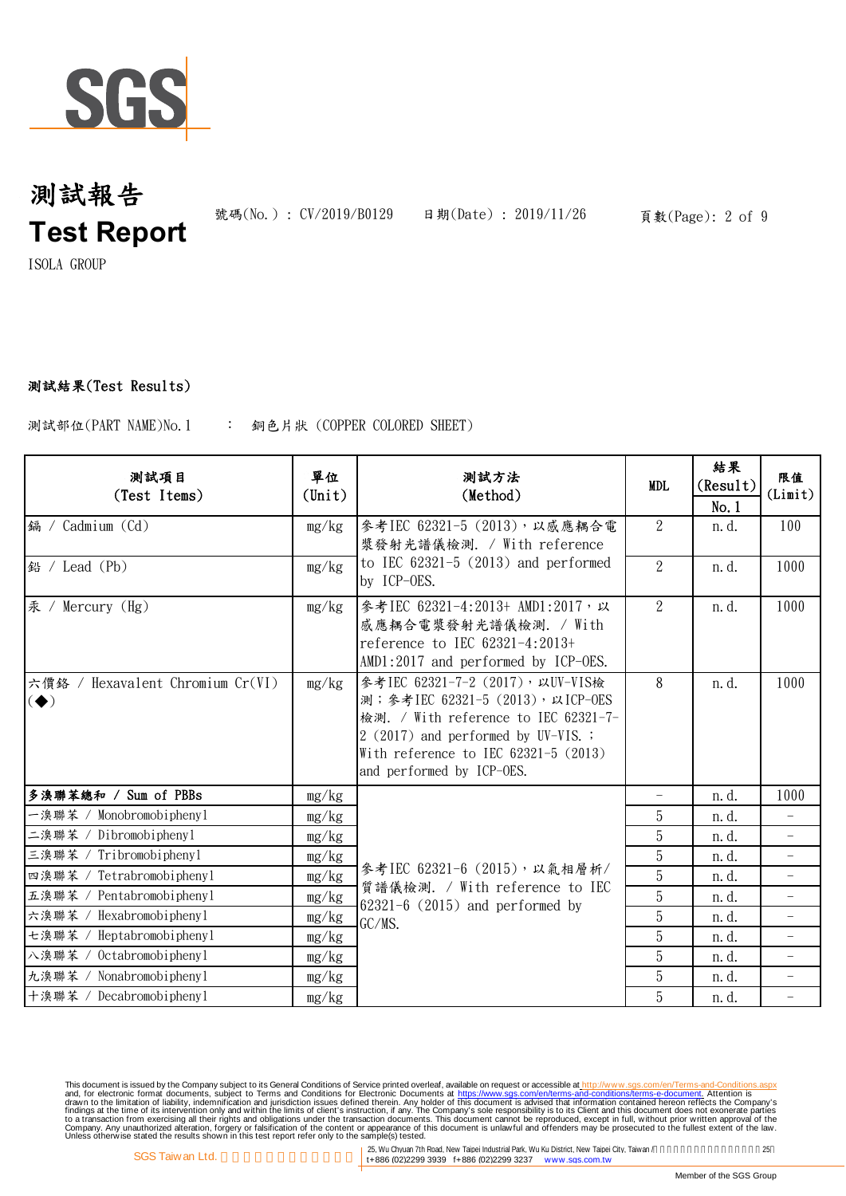# 測試報告
# Test Report

號碼(No.) : CV/2019/B0129　日期(Date) : 2019/11/26

ISOLA GROUP

## 測試結果(Test Results)

測試部位(PART NAME)No.1　:　銅色片狀 (COPPER COLORED SHEET)

| 測試項目 (Test Items) | 單位 (Unit) | 測試方法 (Method) | MDL | 結果 (Result) No.1 | 限值 (Limit) |
|---|---|---|---|---|---|
| 鎘 / Cadmium (Cd) | mg/kg | 參考IEC 62321-5 (2013)，以感應耦合電漿發射光譜儀檢測. / With reference to IEC 62321-5 (2013) and performed by ICP-OES. | 2 | n.d. | 100 |
| 鉛 / Lead (Pb) | mg/kg | | 2 | n.d. | 1000 |
| 汞 / Mercury (Hg) | mg/kg | 參考IEC 62321-4:2013+ AMD1:2017，以感應耦合電漿發射光譜儀檢測. / With reference to IEC 62321-4:2013+ AMD1:2017 and performed by ICP-OES. | 2 | n.d. | 1000 |
| 六價鉻 / Hexavalent Chromium Cr(VI) (◆) | mg/kg | 參考IEC 62321-7-2 (2017)，以UV-VIS檢測；參考IEC 62321-5 (2013)，以ICP-OES檢測. / With reference to IEC 62321-7-2 (2017) and performed by UV-VIS.; With reference to IEC 62321-5 (2013) and performed by ICP-OES. | 8 | n.d. | 1000 |
| **多溴聯苯總和 / Sum of PBBs** | mg/kg | 參考IEC 62321-6 (2015)，以氣相層析/質譜儀檢測. / With reference to IEC 62321-6 (2015) and performed by GC/MS. | - | n.d. | 1000 |
| 一溴聯苯 / Monobromobiphenyl | mg/kg | | 5 | n.d. | - |
| 二溴聯苯 / Dibromobiphenyl | mg/kg | | 5 | n.d. | - |
| 三溴聯苯 / Tribromobiphenyl | mg/kg | | 5 | n.d. | - |
| 四溴聯苯 / Tetrabromobiphenyl | mg/kg | | 5 | n.d. | - |
| 五溴聯苯 / Pentabromobiphenyl | mg/kg | | 5 | n.d. | - |
| 六溴聯苯 / Hexabromobiphenyl | mg/kg | | 5 | n.d. | - |
| 七溴聯苯 / Heptabromobiphenyl | mg/kg | | 5 | n.d. | - |
| 八溴聯苯 / Octabromobiphenyl | mg/kg | | 5 | n.d. | - |
| 九溴聯苯 / Nonabromobiphenyl | mg/kg | | 5 | n.d. | - |
| 十溴聯苯 / Decabromobiphenyl | mg/kg | | 5 | n.d. | - |

This document is issued by the Company subject to its General Conditions of Service printed overleaf, available on request or accessible at http://www.sgs.com/en/Terms-and-Conditions.aspx and, for electronic format documents, subject to Terms and Conditions for Electronic Documents at https://www.sgs.com/en/terms-and-conditions/terms-e-document. Attention is drawn to the limitation of liability, indemnification and jurisdiction issues defined therein. Any holder of this document is advised that information contained hereon reflects the Company's findings at the time of its intervention only and within the limits of client's instruction, if any. The Company's sole responsibility is to its Client and this document does not exonerate parties to a transaction from exercising all their rights and obligations under the transaction documents. This document cannot be reproduced, except in full, without prior written approval of the Company. Any unauthorized alteration, forgery or falsification of the content or appearance of this document is unlawful and offenders may be prosecuted to the fullest extent of the law. Unless otherwise stated the results shown in this test report refer only to the sample(s) tested.

SGS Taiwan Ltd. | 25, Wu Chyuan 7th Road, New Taipei Industrial Park, Wu Ku District, New Taipei City, Taiwan / t+886 (02)2299 3939 f+886 (02)2299 3237 www.sgs.com.tw

Member of the SGS Group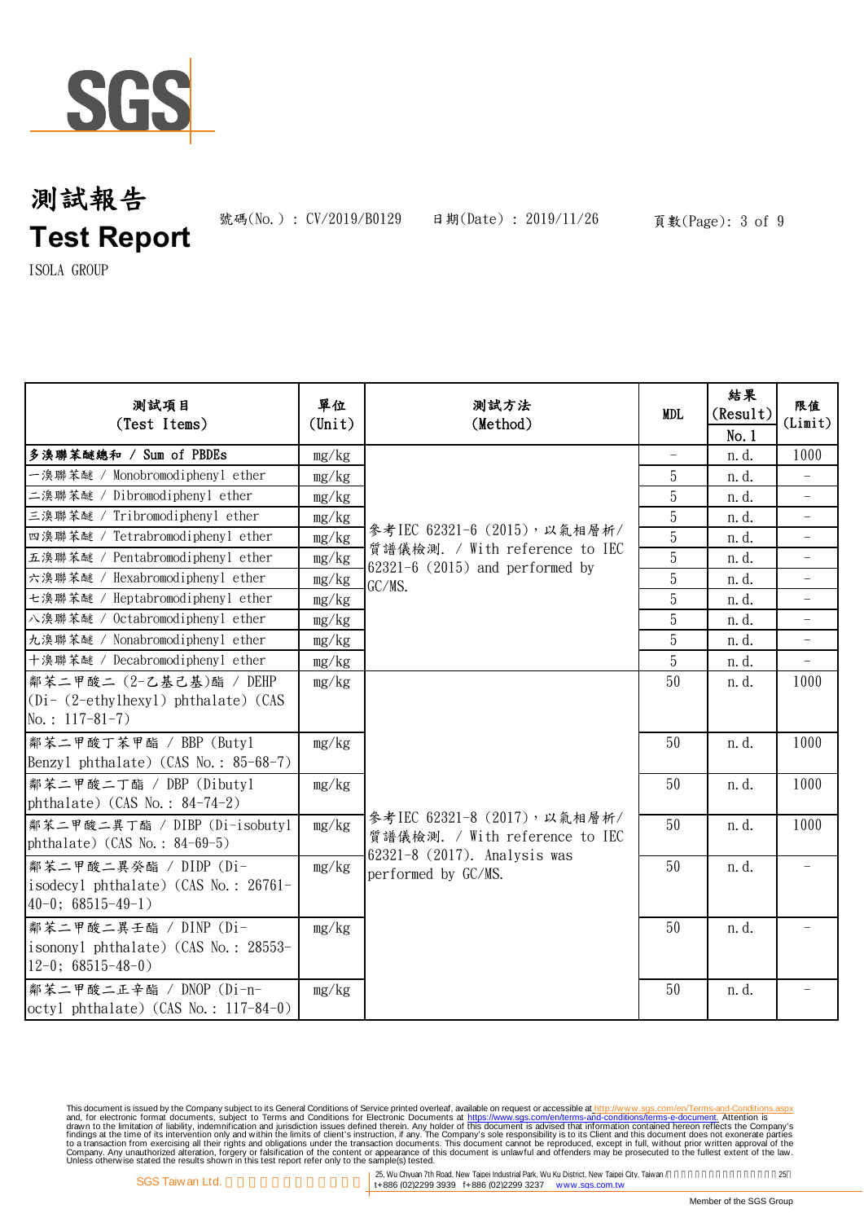# 測試報告
# Test Report

號碼(No.) : CV/2019/B0129　　日期(Date) : 2019/11/26

ISOLA GROUP

| 測試項目 (Test Items) | 單位 (Unit) | 測試方法 (Method) | MDL | 結果 (Result) No.1 | 限值 (Limit) |
|---|---|---|---|---|---|
| 多溴聯苯醚總和 / Sum of PBDEs | mg/kg | 參考IEC 62321-6 (2015)，以氣相層析/質譜儀檢測. / With reference to IEC 62321-6 (2015) and performed by GC/MS. | - | n.d. | 1000 |
| 一溴聯苯醚 / Monobromodiphenyl ether | mg/kg | | 5 | n.d. | - |
| 二溴聯苯醚 / Dibromodiphenyl ether | mg/kg | | 5 | n.d. | - |
| 三溴聯苯醚 / Tribromodiphenyl ether | mg/kg | | 5 | n.d. | - |
| 四溴聯苯醚 / Tetrabromodiphenyl ether | mg/kg | | 5 | n.d. | - |
| 五溴聯苯醚 / Pentabromodiphenyl ether | mg/kg | | 5 | n.d. | - |
| 六溴聯苯醚 / Hexabromodiphenyl ether | mg/kg | | 5 | n.d. | - |
| 七溴聯苯醚 / Heptabromodiphenyl ether | mg/kg | | 5 | n.d. | - |
| 八溴聯苯醚 / Octabromodiphenyl ether | mg/kg | | 5 | n.d. | - |
| 九溴聯苯醚 / Nonabromodiphenyl ether | mg/kg | | 5 | n.d. | - |
| 十溴聯苯醚 / Decabromodiphenyl ether | mg/kg | | 5 | n.d. | - |
| 鄰苯二甲酸二 (2-乙基己基)酯 / DEHP (Di- (2-ethylhexyl) phthalate) (CAS No.: 117-81-7) | mg/kg | 參考IEC 62321-8 (2017)，以氣相層析/質譜儀檢測. / With reference to IEC 62321-8 (2017). Analysis was performed by GC/MS. | 50 | n.d. | 1000 |
| 鄰苯二甲酸丁苯甲酯 / BBP (Butyl Benzyl phthalate) (CAS No.: 85-68-7) | mg/kg | | 50 | n.d. | 1000 |
| 鄰苯二甲酸二丁酯 / DBP (Dibutyl phthalate) (CAS No.: 84-74-2) | mg/kg | | 50 | n.d. | 1000 |
| 鄰苯二甲酸二異丁酯 / DIBP (Di-isobutyl phthalate) (CAS No.: 84-69-5) | mg/kg | | 50 | n.d. | 1000 |
| 鄰苯二甲酸二異癸酯 / DIDP (Di-isodecyl phthalate) (CAS No.: 26761-40-0; 68515-49-1) | mg/kg | | 50 | n.d. | - |
| 鄰苯二甲酸二異壬酯 / DINP (Di-isononyl phthalate) (CAS No.: 28553-12-0; 68515-48-0) | mg/kg | | 50 | n.d. | - |
| 鄰苯二甲酸二正辛酯 / DNOP (Di-n-octyl phthalate) (CAS No.: 117-84-0) | mg/kg | | 50 | n.d. | - |

This document is issued by the Company subject to its General Conditions of Service printed overleaf, available on request or accessible at http://www.sgs.com/en/Terms-and-Conditions.aspx and, for electronic format documents, subject to Terms and Conditions for Electronic Documents at https://www.sgs.com/en/terms-and-conditions/terms-e-document. Attention is drawn to the limitation of liability, indemnification and jurisdiction issues defined therein. Any holder of this document is advised that information contained hereon reflects the Company's findings at the time of its intervention only and within the limits of client's instruction, if any. The Company's sole responsibility is to its Client and this document does not exonerate parties to a transaction from exercising all their rights and obligations under the transaction documents. This document cannot be reproduced, except in full, without prior written approval of the Company. Any unauthorized alteration, forgery or falsification of the content or appearance of this document is unlawful and offenders may be prosecuted to the fullest extent of the law. Unless otherwise stated the results shown in this test report refer only to the sample(s) tested.

SGS Taiwan Ltd. | 25, Wu Chyuan 7th Road, New Taipei Industrial Park, Wu Ku District, New Taipei City, Taiwan | t+886 (02)2299 3939 f+886 (02)2299 3237 www.sgs.com.tw

Member of the SGS Group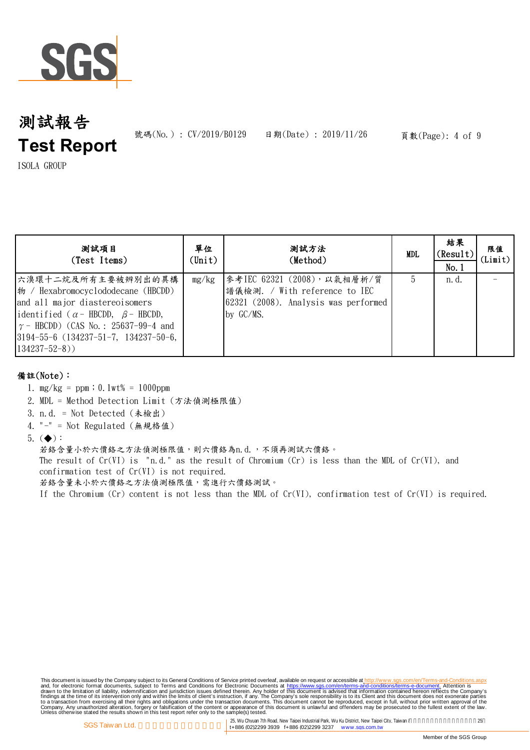# 測試報告
# Test Report

號碼(No.) : CV/2019/B0129 日期(Date) : 2019/11/26

ISOLA GROUP

| 測試項目 (Test Items) | 單位 (Unit) | 測試方法 (Method) | MDL | 結果 (Result) No.1 | 限值 (Limit) |
|---|---|---|---|---|---|
| 六溴環十二烷及所有主要被辨別出的異構物 / Hexabromocyclododecane (HBCDD) and all major diastereoisomers identified ($\alpha$- HBCDD, $\beta$- HBCDD, $\gamma$- HBCDD) (CAS No.: 25637-99-4 and 3194-55-6 (134237-51-7, 134237-50-6, 134237-52-8)) | mg/kg | 參考IEC 62321 (2008)，以氣相層析/質譜儀檢測. / With reference to IEC 62321 (2008). Analysis was performed by GC/MS. | 5 | n.d. | - |

**備註(Note)：**

1. mg/kg = ppm；0.1wt% = 1000ppm
2. MDL = Method Detection Limit (方法偵測極限值)
3. n.d. = Not Detected (未檢出)
4. "-" = Not Regulated (無規格值)
5. (◆)：
   若鉻含量小於六價鉻之方法偵測極限值，則六價鉻為n.d.，不須再測試六價鉻。
   The result of Cr(VI) is "n.d." as the result of Chromium (Cr) is less than the MDL of Cr(VI), and confirmation test of Cr(VI) is not required.
   若鉻含量未小於六價鉻之方法偵測極限值，需進行六價鉻測試。
   If the Chromium (Cr) content is not less than the MDL of Cr(VI), confirmation test of Cr(VI) is required.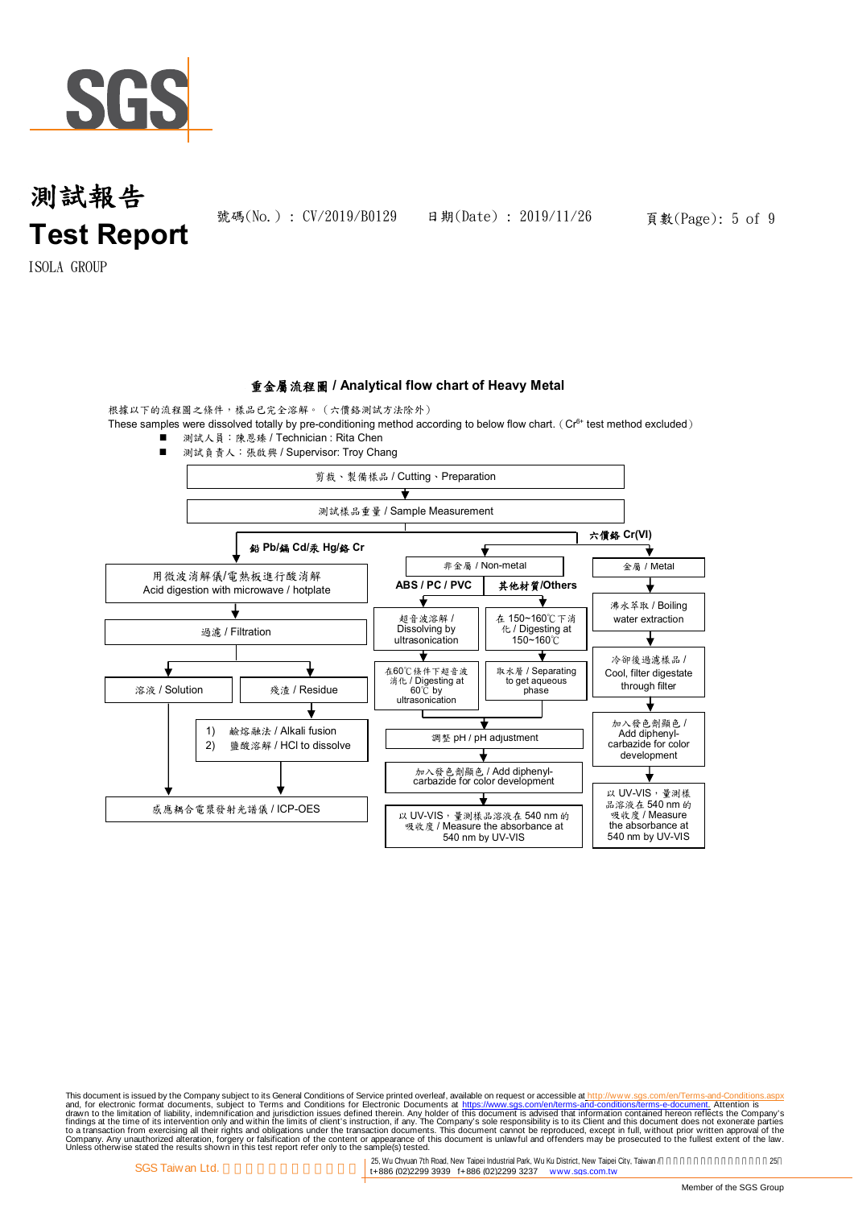# 重金屬流程圖 / Analytical flow chart of Heavy Metal

根據以下的流程圖之條件，樣品已完全溶解。（六價鉻測試方法除外）

These samples were dissolved totally by pre-conditioning method according to below flow chart.（$Cr^{6+}$ test method excluded）

- 測試人員：陳恩臻 / Technician : Rita Chen
- 測試負責人：張啟興 / Supervisor: Troy Chang

剪裁、製備樣品 / Cutting、Preparation

↓

測試樣品重量 / Sample Measurement

**鉛 Pb/鎘 Cd/汞 Hg/鉻 Cr**

1. 用微波消解儀/電熱板進行酸消解 / Acid digestion with microwave / hotplate
2. 過濾 / Filtration
3. 溶液 / Solution → 感應耦合電漿發射光譜儀 / ICP-OES
4. 殘渣 / Residue →
   1) 鹼熔融法 / Alkali fusion
   2) 鹽酸溶解 / HCl to dissolve
   → 感應耦合電漿發射光譜儀 / ICP-OES

**六價鉻 Cr(VI)**

非金屬 / Non-metal

- ABS / PC / PVC
  1. 超音波溶解 / Dissolving by ultrasonication
  2. 在60℃條件下超音波消化 / Digesting at 60℃ by ultrasonication
- 其他材質/Others
  1. 在 150~160℃下消化 / Digesting at 150~160℃
  2. 取水層 / Separating to get aqueous phase

→ 調整 pH / pH adjustment

→ 加入發色劑顯色 / Add diphenyl-carbazide for color development

→ 以 UV-VIS，量測樣品溶液在 540 nm 的吸收度 / Measure the absorbance at 540 nm by UV-VIS

金屬 / Metal

1. 沸水萃取 / Boiling water extraction
2. 冷卻後過濾樣品 / Cool, filter digestate through filter
3. 加入發色劑顯色 / Add diphenyl-carbazide for color development
4. 以 UV-VIS，量測樣品溶液在 540 nm 的吸收度 / Measure the absorbance at 540 nm by UV-VIS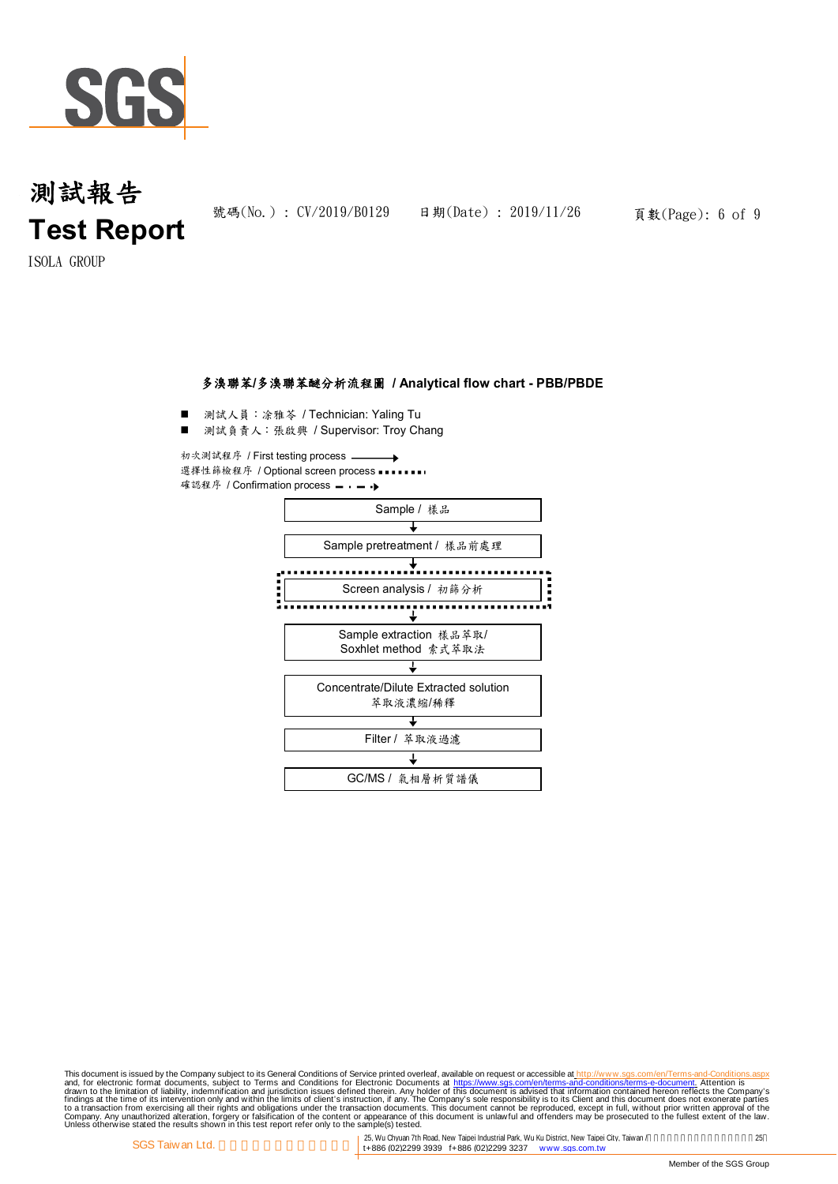## 多溴聯苯/多溴聯苯醚分析流程圖 / Analytical flow chart - PBB/PBDE

- 測試人員：涂雅苓 / Technician: Yaling Tu
- 測試負責人：張啟興 / Supervisor: Troy Chang

初次測試程序 / First testing process ——→

選擇性篩檢程序 / Optional screen process ▪▪▪▪▪▪▪

確認程序 / Confirmation process ▬ · ▬ ·▸

Sample / 樣品

↓

Sample pretreatment / 樣品前處理

↓

Screen analysis / 初篩分析

↓

Sample extraction 樣品萃取/
Soxhlet method 索式萃取法

↓

Concentrate/Dilute Extracted solution
萃取液濃縮/稀釋

↓

Filter / 萃取液過濾

↓

GC/MS / 氣相層析質譜儀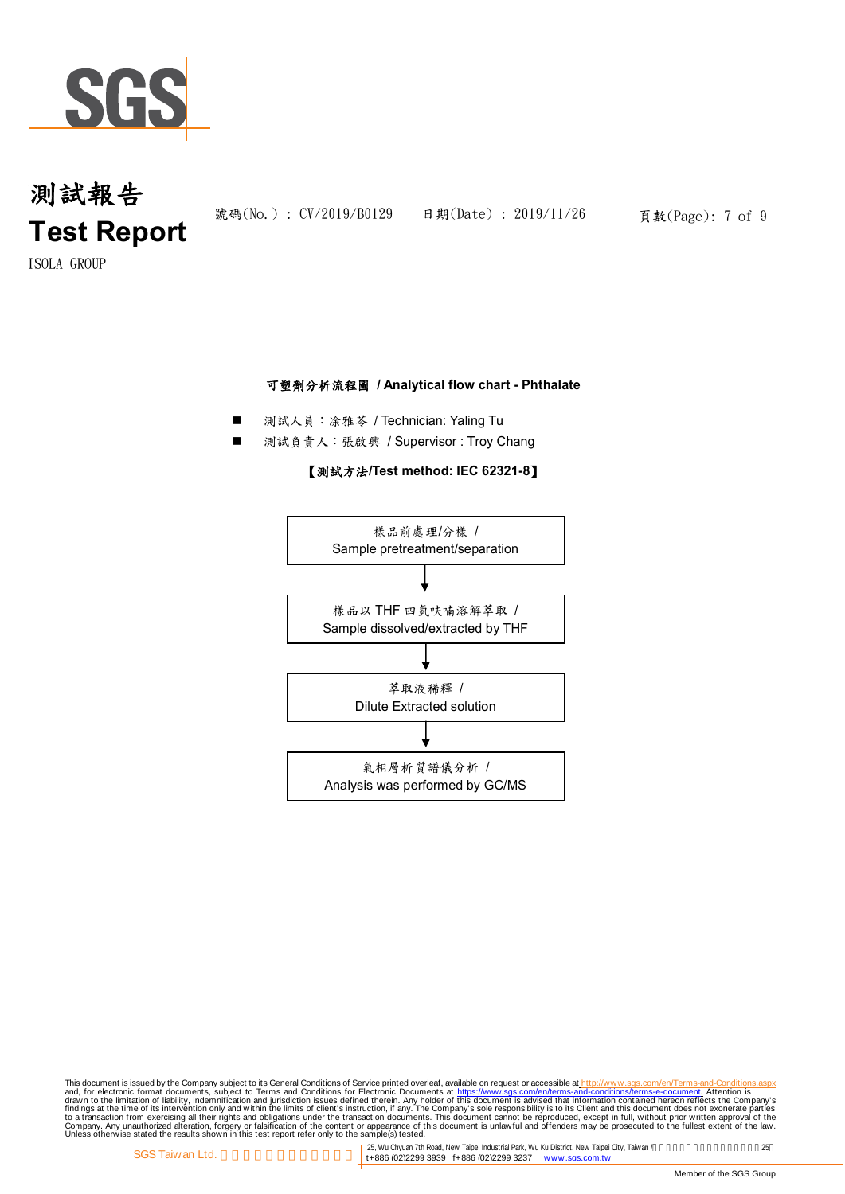# 測試報告
# Test Report

號碼(No.) : CV/2019/B0129　　日期(Date) : 2019/11/26

ISOLA GROUP

**可塑劑分析流程圖 / Analytical flow chart - Phthalate**

- 測試人員：涂雅苓 / Technician: Yaling Tu
- 測試負責人：張啟興 / Supervisor : Troy Chang

**【測試方法/Test method: IEC 62321-8】**

樣品前處理/分樣 / Sample pretreatment/separation

↓

樣品以 THF 四氫呋喃溶解萃取 / Sample dissolved/extracted by THF

↓

萃取液稀釋 / Dilute Extracted solution

↓

氣相層析質譜儀分析 / Analysis was performed by GC/MS

This document is issued by the Company subject to its General Conditions of Service printed overleaf, available on request or accessible at http://www.sgs.com/en/Terms-and-Conditions.aspx and, for electronic format documents, subject to Terms and Conditions for Electronic Documents at https://www.sgs.com/en/terms-and-conditions/terms-e-document. Attention is drawn to the limitation of liability, indemnification and jurisdiction issues defined therein. Any holder of this document is advised that information contained hereon reflects the Company's findings at the time of its intervention only and within the limits of client's instruction, if any. The Company's sole responsibility is to its Client and this document does not exonerate parties to a transaction from exercising all their rights and obligations under the transaction documents. This document cannot be reproduced, except in full, without prior written approval of the Company. Any unauthorized alteration, forgery or falsification of the content or appearance of this document is unlawful and offenders may be prosecuted to the fullest extent of the law. Unless otherwise stated the results shown in this test report refer only to the sample(s) tested.

SGS Taiwan Ltd. | 25, Wu Chyuan 7th Road, New Taipei Industrial Park, Wu Ku District, New Taipei City, Taiwan / t+886 (02)2299 3939 f+886 (02)2299 3237 www.sgs.com.tw

Member of the SGS Group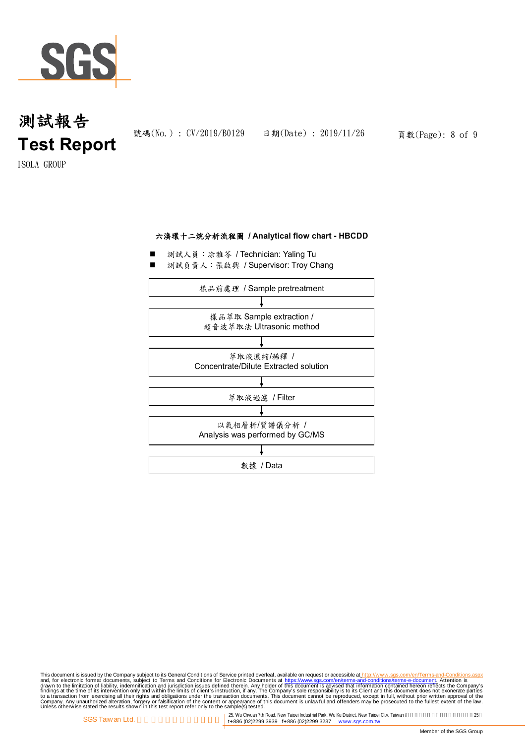# 測試報告
# Test Report

號碼(No.) : CV/2019/B0129　　日期(Date) : 2019/11/26

ISOLA GROUP

### 六溴環十二烷分析流程圖 / Analytical flow chart - HBCDD

- 測試人員：凃雅苓 / Technician: Yaling Tu
- 測試負責人：張啟興 / Supervisor: Troy Chang

樣品前處理 / Sample pretreatment

↓

樣品萃取 Sample extraction /
超音波萃取法 Ultrasonic method

↓

萃取液濃縮/稀釋 /
Concentrate/Dilute Extracted solution

↓

萃取液過濾 / Filter

↓

以氣相層析/質譜儀分析 /
Analysis was performed by GC/MS

↓

數據 / Data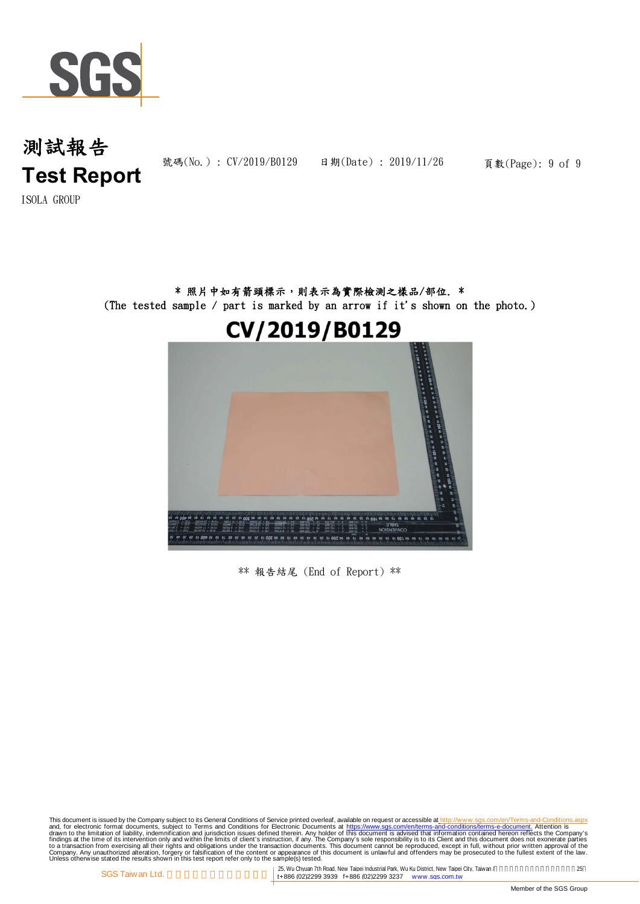# 測試報告
# Test Report

號碼(No.) : CV/2019/B0129　　日期(Date) : 2019/11/26

ISOLA GROUP

\* 照片中如有箭頭標示，則表示為實際檢測之樣品/部位. \*
(The tested sample / part is marked by an arrow if it's shown on the photo.)

CV/2019/B0129

\*\* 報告結尾 (End of Report) \*\*

This document is issued by the Company subject to its General Conditions of Service printed overleaf, available on request or accessible at http://www.sgs.com/en/Terms-and-Conditions.aspx and, for electronic format documents, subject to Terms and Conditions for Electronic Documents at https://www.sgs.com/en/terms-and-conditions/terms-e-document. Attention is drawn to the limitation of liability, indemnification and jurisdiction issues defined therein. Any holder of this document is advised that information contained hereon reflects the Company's findings at the time of its intervention only and within the limits of client's instruction, if any. The Company's sole responsibility is to its Client and this document does not exonerate parties to a transaction from exercising all their rights and obligations under the transaction documents. This document cannot be reproduced, except in full, without prior written approval of the Company. Any unauthorized alteration, forgery or falsification of the content or appearance of this document is unlawful and offenders may be prosecuted to the fullest extent of the law. Unless otherwise stated the results shown in this test report refer only to the sample(s) tested.

SGS Taiwan Ltd. | 25, Wu Chyuan 7th Road, New Taipei Industrial Park, Wu Ku District, New Taipei City, Taiwan / 25
t+886 (02)2299 3939 f+886 (02)2299 3237 www.sgs.com.tw

Member of the SGS Group